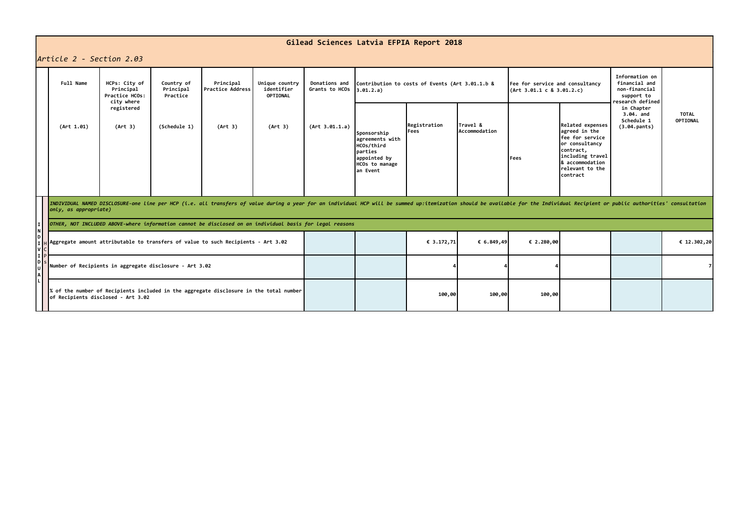# Gilead Sciences Latvia EFPIA Report 2018

*Article 2 - Section 2.03*

| | Full Name | HCPs: City of Principal Practice HCOs: city where registered | Country of Principal Practice | Principal Practice Address | Unique country identifier OPTIONAL | Donations and Grants to HCOs | Contribution to costs of Events (Art 3.01.1.b & 3.01.2.a) | | | Fee for service and consultancy (Art 3.01.1 c & 3.01.2.c) | | Information on financial and non-financial support to research defined in Chapter 3.04. and Schedule 1 (3.04.pants) | TOTAL OPTIONAL |
|---|---|---|---|---|---|---|---|---|---|---|---|---|---|
| | (Art 1.01) | (Art 3) | (Schedule 1) | (Art 3) | (Art 3) | (Art 3.01.1.a) | Sponsorship agreements with HCOs/third parties appointed by HCOs to manage an Event | Registration Fees | Travel & Accommodation | Fees | Related expenses agreed in the fee for service or consultancy contract, including travel & accommodation relevant to the contract | | |
| INDIVIDUAL HCPs | *INDIVIDUAL NAMED DISCLOSURE-one line per HCP (i.e. all transfers of value during a year for an individual HCP will be summed up:itemization should be available for the Individual Recipient or public authorities' consultation only, as appropriate)* | | | | | | | | | | | | |
| | *OTHER, NOT INCLUDED ABOVE-where information cannot be disclosed on an individual basis for legal reasons* | | | | | | | | | | | | |
| | Aggregate amount attributable to transfers of value to such Recipients - Art 3.02 | | | | | | | € 3.172,71 | € 6.849,49 | € 2.280,00 | | | € 12.302,20 |
| | Number of Recipients in aggregate disclosure - Art 3.02 | | | | | | | 4 | 4 | 4 | | | 7 |
| | % of the number of Recipients included in the aggregate disclosure in the total number of Recipients disclosed - Art 3.02 | | | | | | | 100,00 | 100,00 | 100,00 | | | |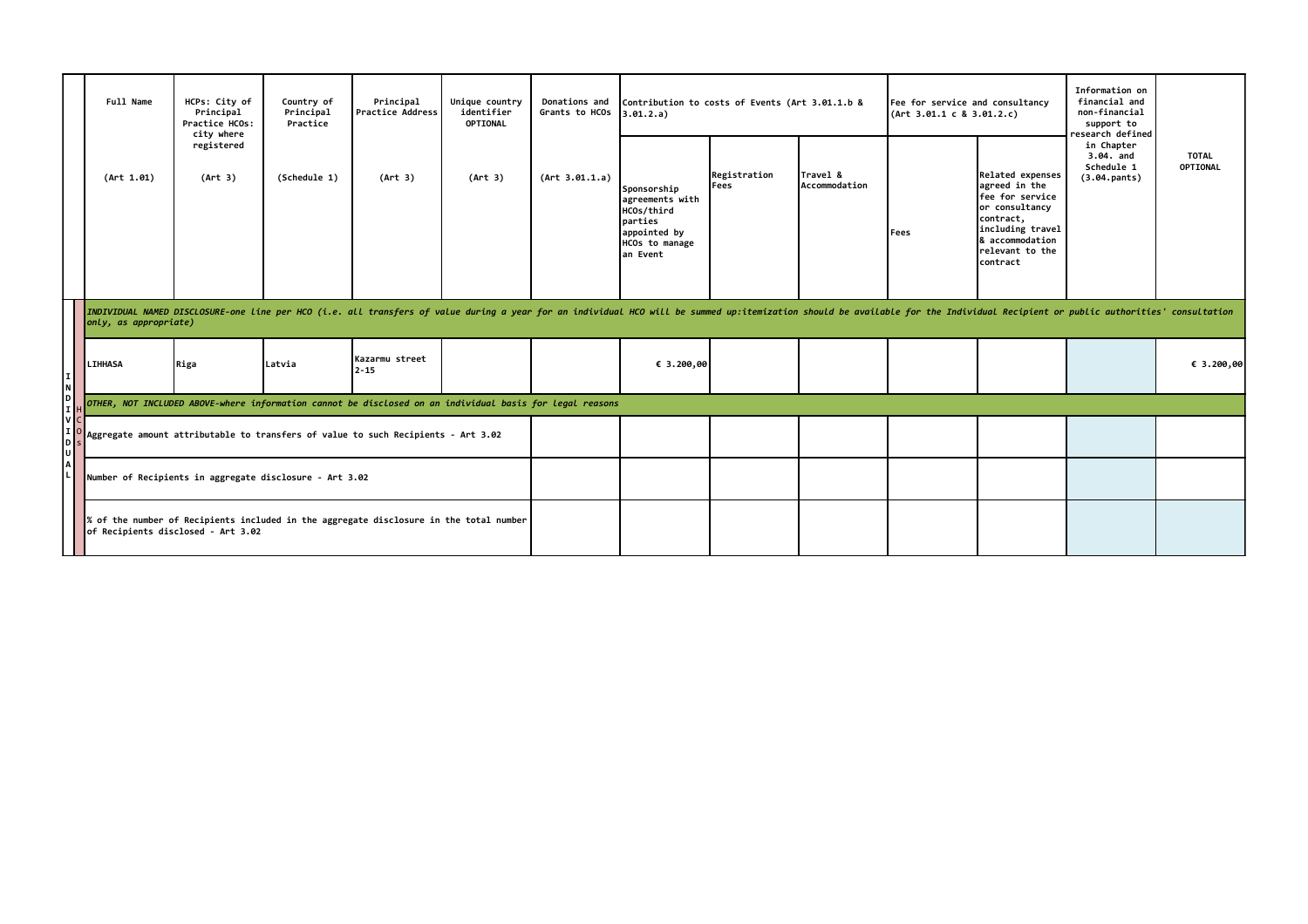| | | Full Name (Art 1.01) | HCPs: City of Principal Practice HCOs: city where registered (Art 3) | Country of Principal Practice (Schedule 1) | Principal Practice Address (Art 3) | Unique country identifier OPTIONAL (Art 3) | Donations and Grants to HCOs (Art 3.01.1.a) | Contribution to costs of Events (Art 3.01.1.b & 3.01.2.a) | | | Fee for service and consultancy (Art 3.01.1 c & 3.01.2.c) | | Information on financial and non-financial support to research defined in Chapter 3.04. and Schedule 1 (3.04.pants) | TOTAL OPTIONAL |
|---|---|---|---|---|---|---|---|---|---|---|---|---|---|---|
| | | | | | | | | Sponsorship agreements with HCOs/third parties appointed by HCOs to manage an Event | Registration Fees | Travel & Accommodation | Fees | Related expenses agreed in the fee for service or consultancy contract, including travel & accommodation relevant to the contract | | |
| INDIVIDUAL | HCOs | *INDIVIDUAL NAMED DISCLOSURE-one line per HCO (i.e. all transfers of value during a year for an individual HCO will be summed up:itemization should be available for the Individual Recipient or public authorities' consultation only, as appropriate)* | | | | | | | | | | | | |
| | | LIHHASA | Riga | Latvia | Kazarmu street 2-15 | | | € 3.200,00 | | | | | | € 3.200,00 |
| | | *OTHER, NOT INCLUDED ABOVE-where information cannot be disclosed on an individual basis for legal reasons* | | | | | | | | | | | | |
| | | Aggregate amount attributable to transfers of value to such Recipients - Art 3.02 | | | | | | | | | | | | |
| | | Number of Recipients in aggregate disclosure - Art 3.02 | | | | | | | | | | | | |
| | | % of the number of Recipients included in the aggregate disclosure in the total number of Recipients disclosed - Art 3.02 | | | | | | | | | | | | |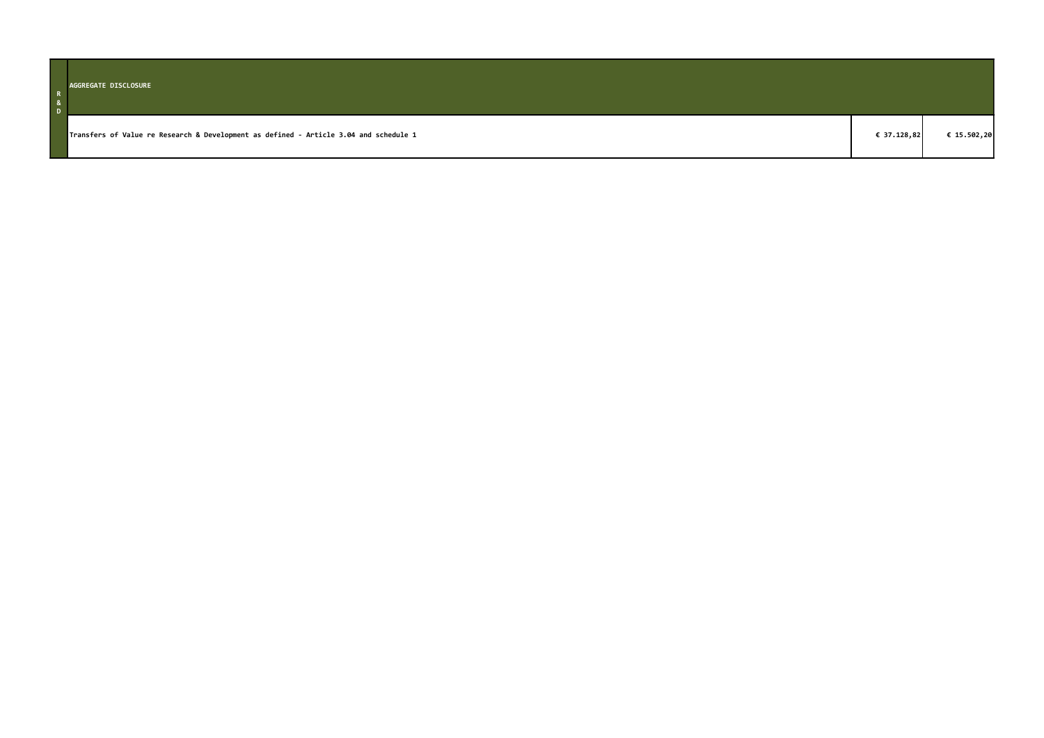| R & D | AGGREGATE DISCLOSURE | | |
|---|---|---|---|
| | Transfers of Value re Research & Development as defined - Article 3.04 and schedule 1 | € 37.128,82 | € 15.502,20 |